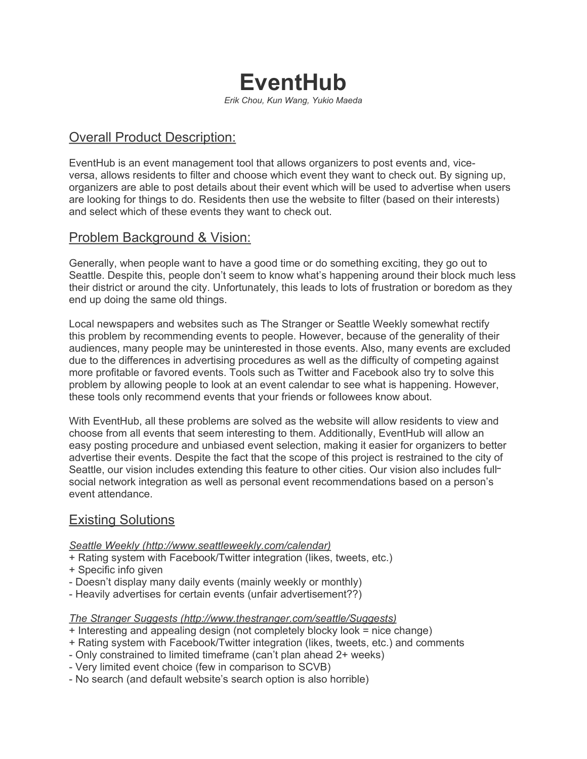# EventHub

*Erik Chou, Kun Wang, Yukio Maeda*

## Overall Product Description:

EventHub is an event management tool that allows organizers to post events and, vice-versa, allows residents to filter and choose which event they want to check out. By signing up, organizers are able to post details about their event which will be used to advertise when users are looking for things to do. Residents then use the website to filter (based on their interests) and select which of these events they want to check out.

## Problem Background & Vision:

Generally, when people want to have a good time or do something exciting, they go out to Seattle. Despite this, people don't seem to know what's happening around their block much less their district or around the city. Unfortunately, this leads to lots of frustration or boredom as they end up doing the same old things.

Local newspapers and websites such as The Stranger or Seattle Weekly somewhat rectify this problem by recommending events to people. However, because of the generality of their audiences, many people may be uninterested in those events. Also, many events are excluded due to the differences in advertising procedures as well as the difficulty of competing against more profitable or favored events. Tools such as Twitter and Facebook also try to solve this problem by allowing people to look at an event calendar to see what is happening. However, these tools only recommend events that your friends or followees know about.

With EventHub, all these problems are solved as the website will allow residents to view and choose from all events that seem interesting to them. Additionally, EventHub will allow an easy posting procedure and unbiased event selection, making it easier for organizers to better advertise their events. Despite the fact that the scope of this project is restrained to the city of Seattle, our vision includes extending this feature to other cities. Our vision also includes full-social network integration as well as personal event recommendations based on a person's event attendance.

## Existing Solutions

*Seattle Weekly (http://www.seattleweekly.com/calendar)*
+ Rating system with Facebook/Twitter integration (likes, tweets, etc.)
+ Specific info given
- Doesn't display many daily events (mainly weekly or monthly)
- Heavily advertises for certain events (unfair advertisement??)

*The Stranger Suggests (http://www.thestranger.com/seattle/Suggests)*
+ Interesting and appealing design (not completely blocky look = nice change)
+ Rating system with Facebook/Twitter integration (likes, tweets, etc.) and comments
- Only constrained to limited timeframe (can't plan ahead 2+ weeks)
- Very limited event choice (few in comparison to SCVB)
- No search (and default website's search option is also horrible)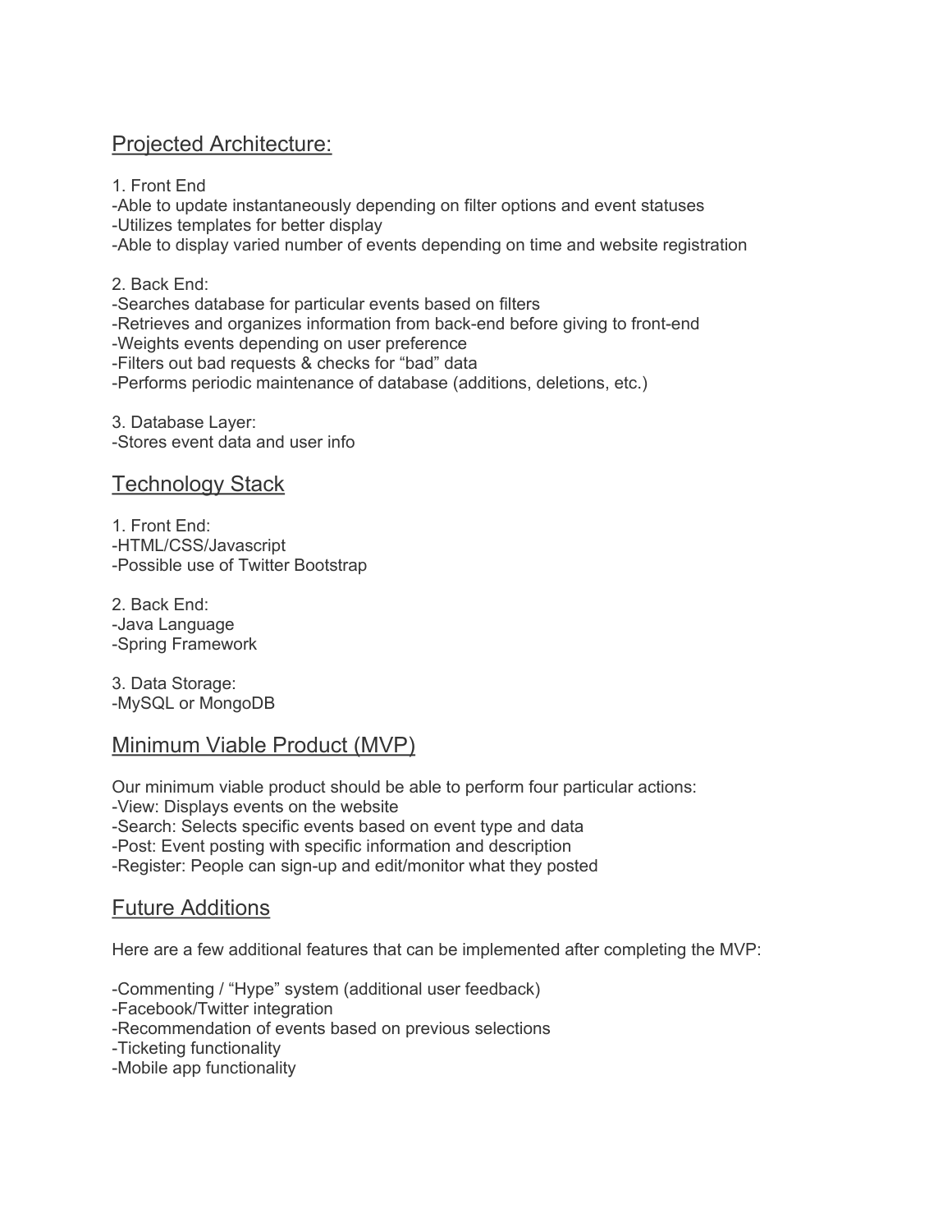## Projected Architecture:

1. Front End
-Able to update instantaneously depending on filter options and event statuses
-Utilizes templates for better display
-Able to display varied number of events depending on time and website registration

2. Back End:
-Searches database for particular events based on filters
-Retrieves and organizes information from back-end before giving to front-end
-Weights events depending on user preference
-Filters out bad requests & checks for “bad” data
-Performs periodic maintenance of database (additions, deletions, etc.)

3. Database Layer:
-Stores event data and user info

## Technology Stack

1. Front End:
-HTML/CSS/Javascript
-Possible use of Twitter Bootstrap

2. Back End:
-Java Language
-Spring Framework

3. Data Storage:
-MySQL or MongoDB

## Minimum Viable Product (MVP)

Our minimum viable product should be able to perform four particular actions:
-View: Displays events on the website
-Search: Selects specific events based on event type and data
-Post: Event posting with specific information and description
-Register: People can sign-up and edit/monitor what they posted

## Future Additions

Here are a few additional features that can be implemented after completing the MVP:

-Commenting / “Hype” system (additional user feedback)
-Facebook/Twitter integration
-Recommendation of events based on previous selections
-Ticketing functionality
-Mobile app functionality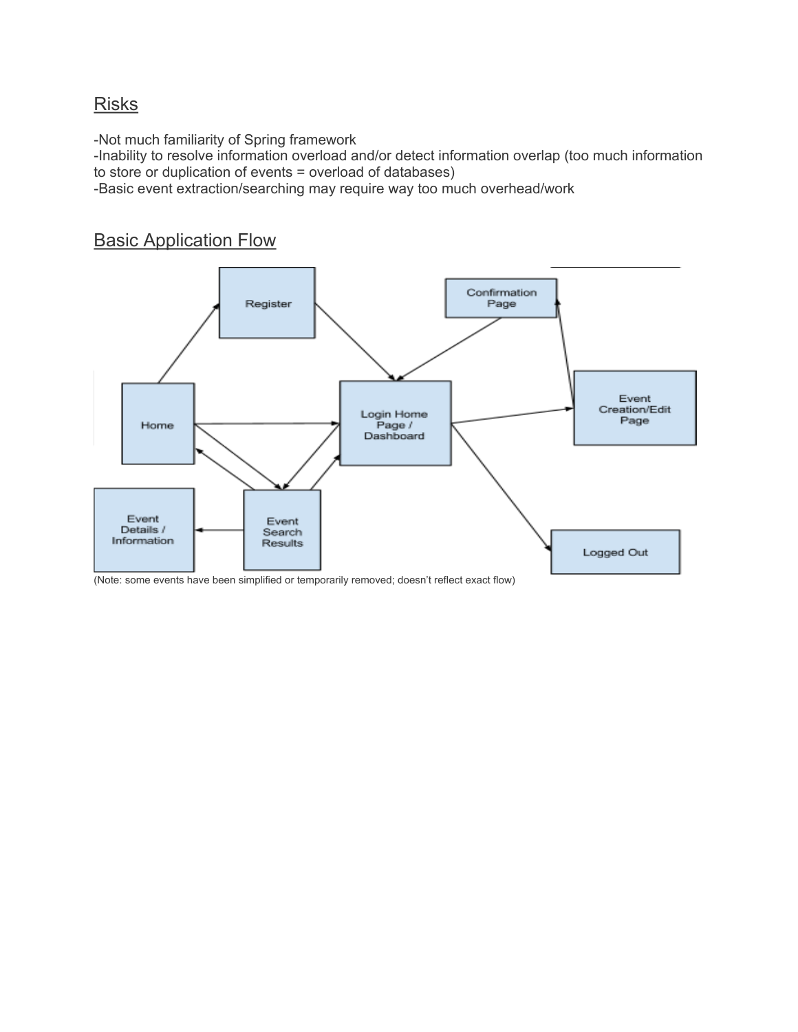## Risks

-Not much familiarity of Spring framework
-Inability to resolve information overload and/or detect information overlap (too much information to store or duplication of events = overload of databases)
-Basic event extraction/searching may require way too much overhead/work

## Basic Application Flow

Register

Confirmation Page

Home

Login Home Page / Dashboard

Event Creation/Edit Page

Event Details / Information

Event Search Results

Logged Out

(Note: some events have been simplified or temporarily removed; doesn't reflect exact flow)